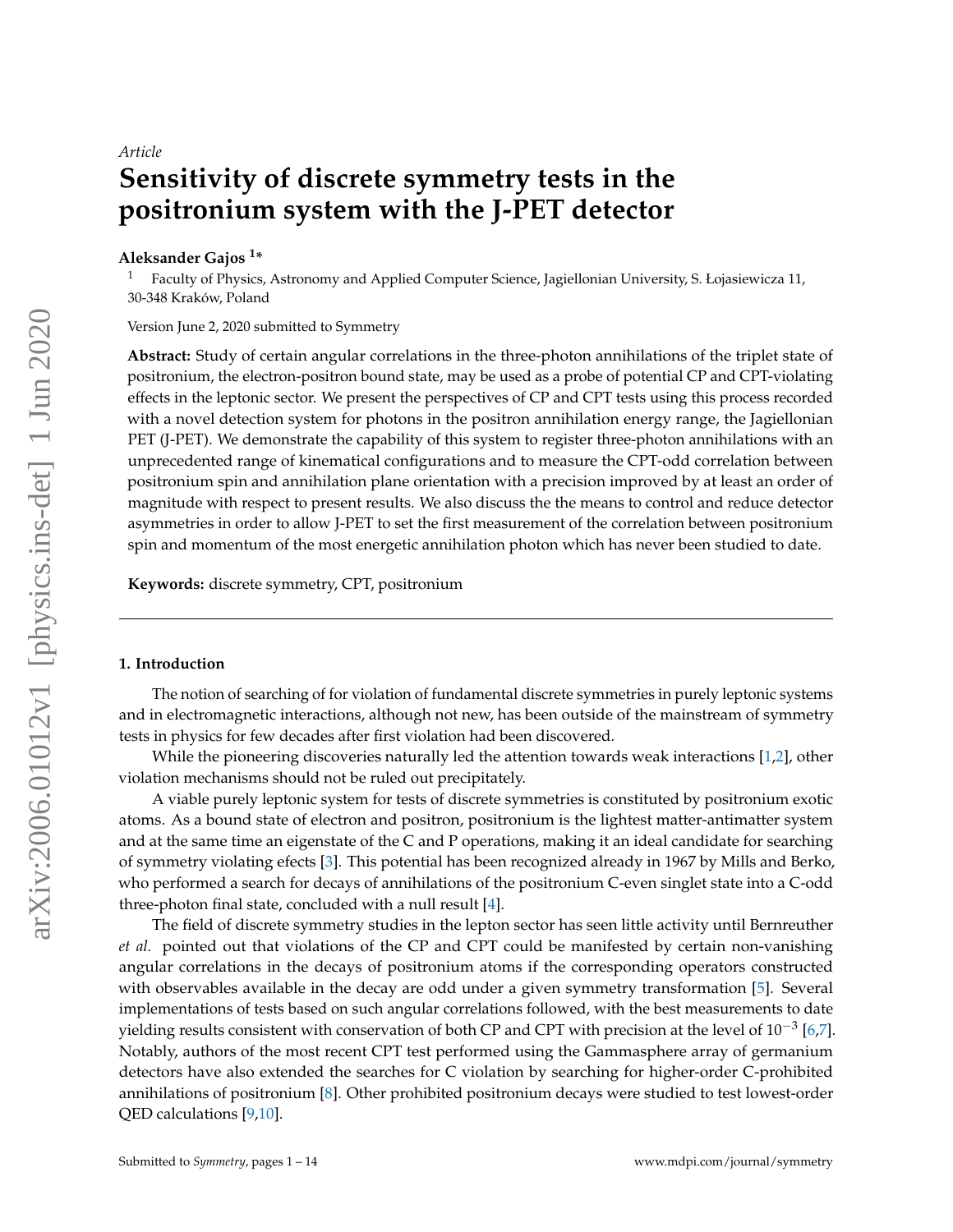*Article*

# Sensitivity of discrete symmetry tests in the positronium system with the J-PET detector

**Aleksander Gajos [1]***

[1] Faculty of Physics, Astronomy and Applied Computer Science, Jagiellonian University, S. Łojasiewicza 11, 30-348 Kraków, Poland

Version June 2, 2020 submitted to Symmetry

**Abstract:** Study of certain angular correlations in the three-photon annihilations of the triplet state of positronium, the electron-positron bound state, may be used as a probe of potential CP and CPT-violating effects in the leptonic sector. We present the perspectives of CP and CPT tests using this process recorded with a novel detection system for photons in the positron annihilation energy range, the Jagiellonian PET (J-PET). We demonstrate the capability of this system to register three-photon annihilations with an unprecedented range of kinematical configurations and to measure the CPT-odd correlation between positronium spin and annihilation plane orientation with a precision improved by at least an order of magnitude with respect to present results. We also discuss the the means to control and reduce detector asymmetries in order to allow J-PET to set the first measurement of the correlation between positronium spin and momentum of the most energetic annihilation photon which has never been studied to date.

**Keywords:** discrete symmetry, CPT, positronium

---

## 1. Introduction

The notion of searching of for violation of fundamental discrete symmetries in purely leptonic systems and in electromagnetic interactions, although not new, has been outside of the mainstream of symmetry tests in physics for few decades after first violation had been discovered.

While the pioneering discoveries naturally led the attention towards weak interactions [1,2], other violation mechanisms should not be ruled out precipitately.

A viable purely leptonic system for tests of discrete symmetries is constituted by positronium exotic atoms. As a bound state of electron and positron, positronium is the lightest matter-antimatter system and at the same time an eigenstate of the C and P operations, making it an ideal candidate for searching of symmetry violating efects [3]. This potential has been recognized already in 1967 by Mills and Berko, who performed a search for decays of annihilations of the positronium C-even singlet state into a C-odd three-photon final state, concluded with a null result [4].

The field of discrete symmetry studies in the lepton sector has seen little activity until Bernreuther *et al.* pointed out that violations of the CP and CPT could be manifested by certain non-vanishing angular correlations in the decays of positronium atoms if the corresponding operators constructed with observables available in the decay are odd under a given symmetry transformation [5]. Several implementations of tests based on such angular correlations followed, with the best measurements to date yielding results consistent with conservation of both CP and CPT with precision at the level of $10^{-3}$ [6,7]. Notably, authors of the most recent CPT test performed using the Gammasphere array of germanium detectors have also extended the searches for C violation by searching for higher-order C-prohibited annihilations of positronium [8]. Other prohibited positronium decays were studied to test lowest-order QED calculations [9,10].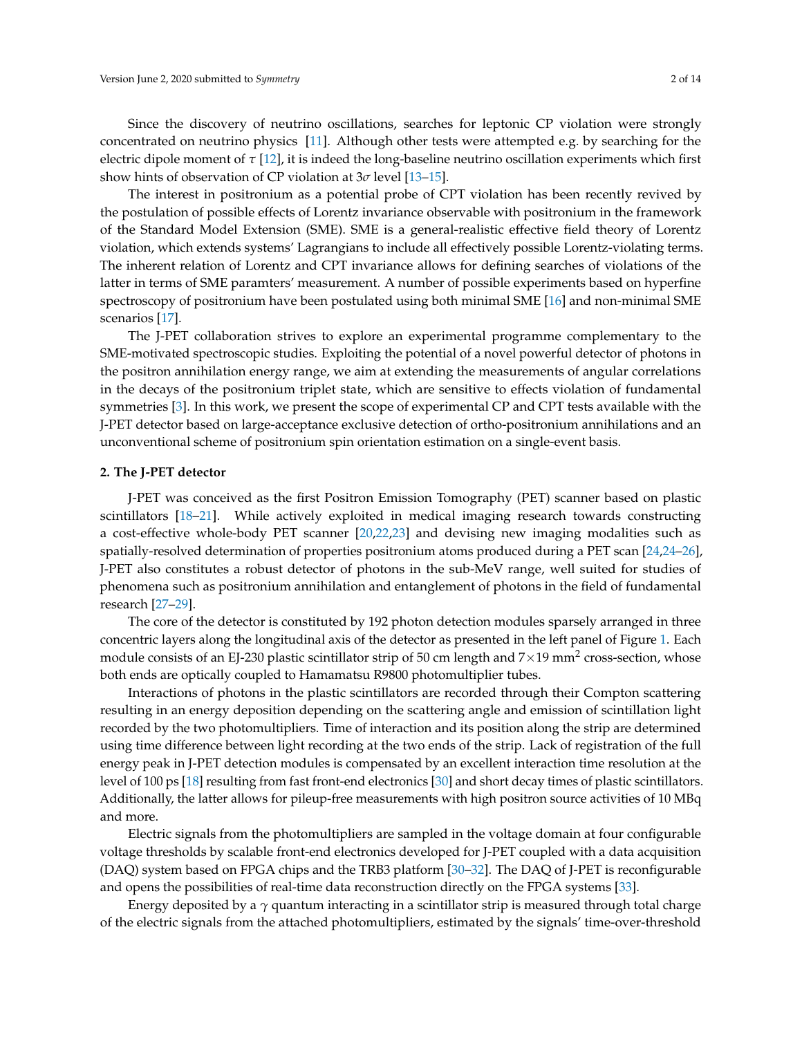Since the discovery of neutrino oscillations, searches for leptonic CP violation were strongly concentrated on neutrino physics [11]. Although other tests were attempted e.g. by searching for the electric dipole moment of $\tau$ [12], it is indeed the long-baseline neutrino oscillation experiments which first show hints of observation of CP violation at $3\sigma$ level [13–15].

The interest in positronium as a potential probe of CPT violation has been recently revived by the postulation of possible effects of Lorentz invariance observable with positronium in the framework of the Standard Model Extension (SME). SME is a general-realistic effective field theory of Lorentz violation, which extends systems' Lagrangians to include all effectively possible Lorentz-violating terms. The inherent relation of Lorentz and CPT invariance allows for defining searches of violations of the latter in terms of SME paramters' measurement. A number of possible experiments based on hyperfine spectroscopy of positronium have been postulated using both minimal SME [16] and non-minimal SME scenarios [17].

The J-PET collaboration strives to explore an experimental programme complementary to the SME-motivated spectroscopic studies. Exploiting the potential of a novel powerful detector of photons in the positron annihilation energy range, we aim at extending the measurements of angular correlations in the decays of the positronium triplet state, which are sensitive to effects violation of fundamental symmetries [3]. In this work, we present the scope of experimental CP and CPT tests available with the J-PET detector based on large-acceptance exclusive detection of ortho-positronium annihilations and an unconventional scheme of positronium spin orientation estimation on a single-event basis.

## 2. The J-PET detector

J-PET was conceived as the first Positron Emission Tomography (PET) scanner based on plastic scintillators [18–21]. While actively exploited in medical imaging research towards constructing a cost-effective whole-body PET scanner [20,22,23] and devising new imaging modalities such as spatially-resolved determination of properties positronium atoms produced during a PET scan [24,24–26], J-PET also constitutes a robust detector of photons in the sub-MeV range, well suited for studies of phenomena such as positronium annihilation and entanglement of photons in the field of fundamental research [27–29].

The core of the detector is constituted by 192 photon detection modules sparsely arranged in three concentric layers along the longitudinal axis of the detector as presented in the left panel of Figure 1. Each module consists of an EJ-230 plastic scintillator strip of 50 cm length and $7 \times 19$ mm$^2$ cross-section, whose both ends are optically coupled to Hamamatsu R9800 photomultiplier tubes.

Interactions of photons in the plastic scintillators are recorded through their Compton scattering resulting in an energy deposition depending on the scattering angle and emission of scintillation light recorded by the two photomultipliers. Time of interaction and its position along the strip are determined using time difference between light recording at the two ends of the strip. Lack of registration of the full energy peak in J-PET detection modules is compensated by an excellent interaction time resolution at the level of 100 ps [18] resulting from fast front-end electronics [30] and short decay times of plastic scintillators. Additionally, the latter allows for pileup-free measurements with high positron source activities of 10 MBq and more.

Electric signals from the photomultipliers are sampled in the voltage domain at four configurable voltage thresholds by scalable front-end electronics developed for J-PET coupled with a data acquisition (DAQ) system based on FPGA chips and the TRB3 platform [30–32]. The DAQ of J-PET is reconfigurable and opens the possibilities of real-time data reconstruction directly on the FPGA systems [33].

Energy deposited by a $\gamma$ quantum interacting in a scintillator strip is measured through total charge of the electric signals from the attached photomultipliers, estimated by the signals' time-over-threshold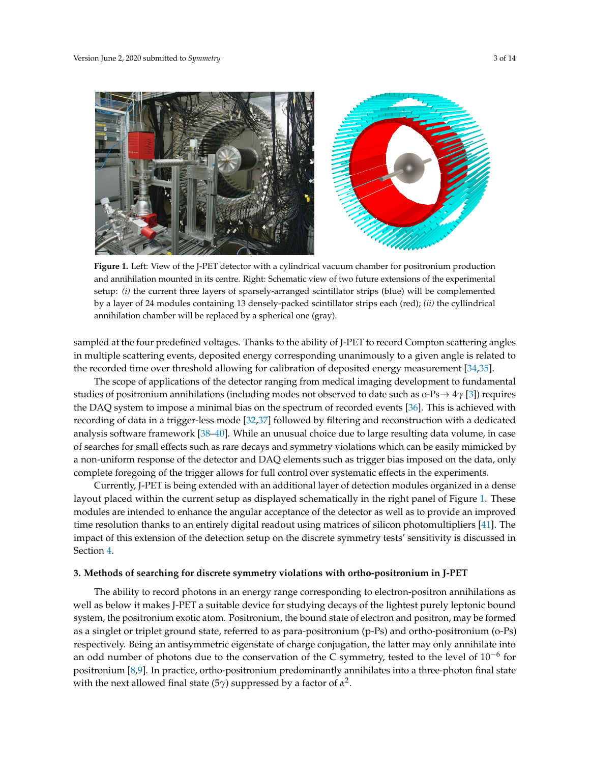**Figure 1.** Left: View of the J-PET detector with a cylindrical vacuum chamber for positronium production and annihilation mounted in its centre. Right: Schematic view of two future extensions of the experimental setup: *(i)* the current three layers of sparsely-arranged scintillator strips (blue) will be complemented by a layer of 24 modules containing 13 densely-packed scintillator strips each (red); *(ii)* the cyllindrical annihilation chamber will be replaced by a spherical one (gray).

sampled at the four predefined voltages. Thanks to the ability of J-PET to record Compton scattering angles in multiple scattering events, deposited energy corresponding unanimously to a given angle is related to the recorded time over threshold allowing for calibration of deposited energy measurement [34,35].

The scope of applications of the detector ranging from medical imaging development to fundamental studies of positronium annihilations (including modes not observed to date such as o-Ps$\rightarrow 4\gamma$ [3]) requires the DAQ system to impose a minimal bias on the spectrum of recorded events [36]. This is achieved with recording of data in a trigger-less mode [32,37] followed by filtering and reconstruction with a dedicated analysis software framework [38–40]. While an unusual choice due to large resulting data volume, in case of searches for small effects such as rare decays and symmetry violations which can be easily mimicked by a non-uniform response of the detector and DAQ elements such as trigger bias imposed on the data, only complete foregoing of the trigger allows for full control over systematic effects in the experiments.

Currently, J-PET is being extended with an additional layer of detection modules organized in a dense layout placed within the current setup as displayed schematically in the right panel of Figure 1. These modules are intended to enhance the angular acceptance of the detector as well as to provide an improved time resolution thanks to an entirely digital readout using matrices of silicon photomultipliers [41]. The impact of this extension of the detection setup on the discrete symmetry tests' sensitivity is discussed in Section 4.

## 3. Methods of searching for discrete symmetry violations with ortho-positronium in J-PET

The ability to record photons in an energy range corresponding to electron-positron annihilations as well as below it makes J-PET a suitable device for studying decays of the lightest purely leptonic bound system, the positronium exotic atom. Positronium, the bound state of electron and positron, may be formed as a singlet or triplet ground state, referred to as para-positronium (p-Ps) and ortho-positronium (o-Ps) respectively. Being an antisymmetric eigenstate of charge conjugation, the latter may only annihilate into an odd number of photons due to the conservation of the C symmetry, tested to the level of $10^{-6}$ for positronium [8,9]. In practice, ortho-positronium predominantly annihilates into a three-photon final state with the next allowed final state ($5\gamma$) suppressed by a factor of $\alpha^2$.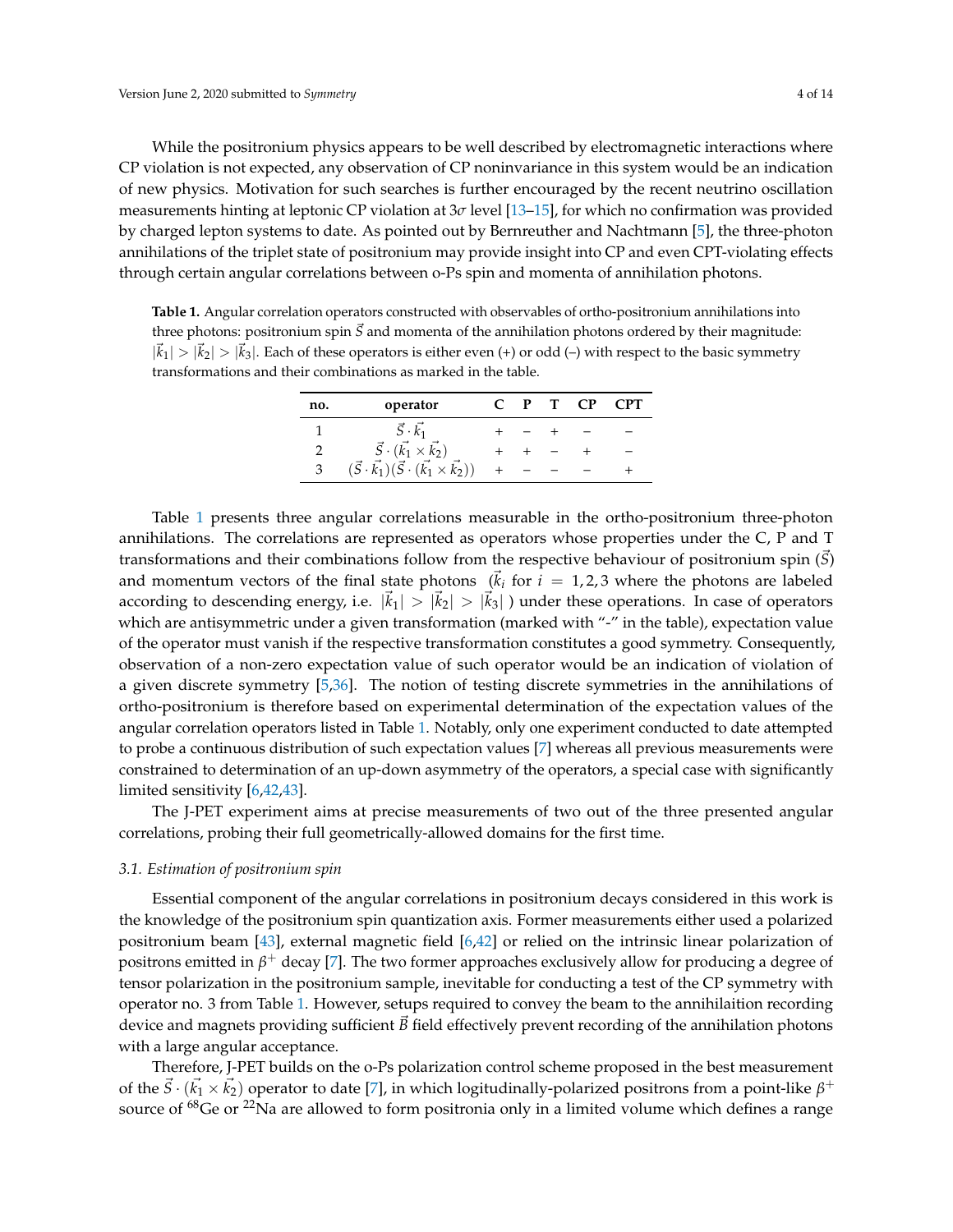While the positronium physics appears to be well described by electromagnetic interactions where CP violation is not expected, any observation of CP noninvariance in this system would be an indication of new physics. Motivation for such searches is further encouraged by the recent neutrino oscillation measurements hinting at leptonic CP violation at $3\sigma$ level [13–15], for which no confirmation was provided by charged lepton systems to date. As pointed out by Bernreuther and Nachtmann [5], the three-photon annihilations of the triplet state of positronium may provide insight into CP and even CPT-violating effects through certain angular correlations between o-Ps spin and momenta of annihilation photons.

**Table 1.** Angular correlation operators constructed with observables of ortho-positronium annihilations into three photons: positronium spin $\vec{S}$ and momenta of the annihilation photons ordered by their magnitude: $|\vec{k}_1| > |\vec{k}_2| > |\vec{k}_3|$. Each of these operators is either even (+) or odd (–) with respect to the basic symmetry transformations and their combinations as marked in the table.

| no. | operator | C | P | T | CP | CPT |
|---|---|---|---|---|---|---|
| 1 | $\vec{S} \cdot \vec{k}_1$ | + | – | + | – | – |
| 2 | $\vec{S} \cdot (\vec{k}_1 \times \vec{k}_2)$ | + | + | – | + | – |
| 3 | $(\vec{S} \cdot \vec{k}_1)(\vec{S} \cdot (\vec{k}_1 \times \vec{k}_2))$ | + | – | – | – | + |

Table 1 presents three angular correlations measurable in the ortho-positronium three-photon annihilations. The correlations are represented as operators whose properties under the C, P and T transformations and their combinations follow from the respective behaviour of positronium spin ($\vec{S}$) and momentum vectors of the final state photons ($\vec{k}_i$ for $i = 1, 2, 3$ where the photons are labeled according to descending energy, i.e. $|\vec{k}_1| > |\vec{k}_2| > |\vec{k}_3|$ ) under these operations. In case of operators which are antisymmetric under a given transformation (marked with "-" in the table), expectation value of the operator must vanish if the respective transformation constitutes a good symmetry. Consequently, observation of a non-zero expectation value of such operator would be an indication of violation of a given discrete symmetry [5,36]. The notion of testing discrete symmetries in the annihilations of ortho-positronium is therefore based on experimental determination of the expectation values of the angular correlation operators listed in Table 1. Notably, only one experiment conducted to date attempted to probe a continuous distribution of such expectation values [7] whereas all previous measurements were constrained to determination of an up-down asymmetry of the operators, a special case with significantly limited sensitivity [6,42,43].

The J-PET experiment aims at precise measurements of two out of the three presented angular correlations, probing their full geometrically-allowed domains for the first time.

### 3.1. Estimation of positronium spin

Essential component of the angular correlations in positronium decays considered in this work is the knowledge of the positronium spin quantization axis. Former measurements either used a polarized positronium beam [43], external magnetic field [6,42] or relied on the intrinsic linear polarization of positrons emitted in $\beta^+$ decay [7]. The two former approaches exclusively allow for producing a degree of tensor polarization in the positronium sample, inevitable for conducting a test of the CP symmetry with operator no. 3 from Table 1. However, setups required to convey the beam to the annihilaition recording device and magnets providing sufficient $\vec{B}$ field effectively prevent recording of the annihilation photons with a large angular acceptance.

Therefore, J-PET builds on the o-Ps polarization control scheme proposed in the best measurement of the $\vec{S} \cdot (\vec{k}_1 \times \vec{k}_2)$ operator to date [7], in which logitudinally-polarized positrons from a point-like $\beta^+$ source of $^{68}$Ge or $^{22}$Na are allowed to form positronia only in a limited volume which defines a range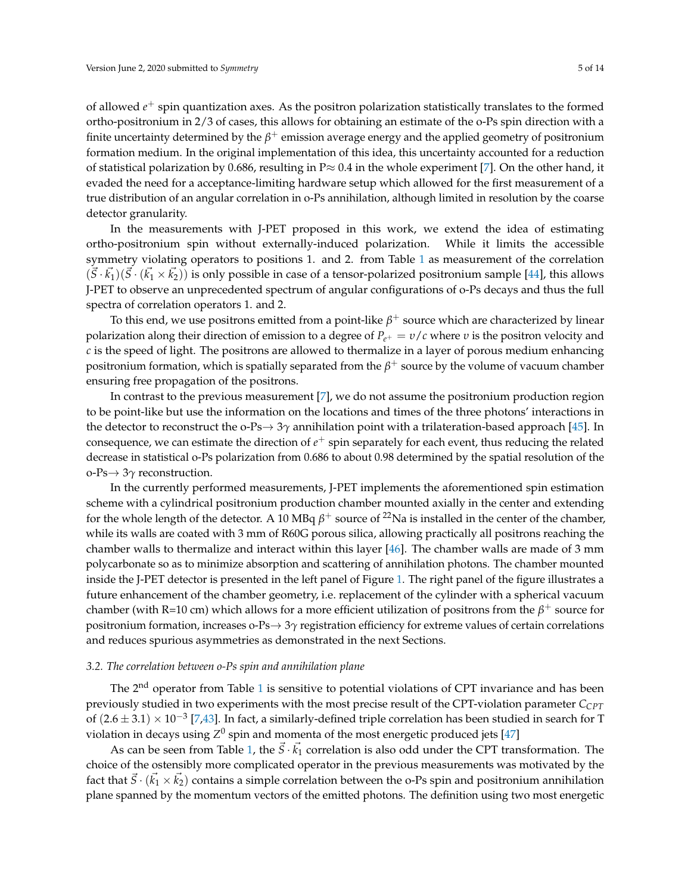of allowed $e^+$ spin quantization axes. As the positron polarization statistically translates to the formed ortho-positronium in 2/3 of cases, this allows for obtaining an estimate of the o-Ps spin direction with a finite uncertainty determined by the $\beta^+$ emission average energy and the applied geometry of positronium formation medium. In the original implementation of this idea, this uncertainty accounted for a reduction of statistical polarization by 0.686, resulting in P≈ 0.4 in the whole experiment [7]. On the other hand, it evaded the need for a acceptance-limiting hardware setup which allowed for the first measurement of a true distribution of an angular correlation in o-Ps annihilation, although limited in resolution by the coarse detector granularity.

In the measurements with J-PET proposed in this work, we extend the idea of estimating ortho-positronium spin without externally-induced polarization. While it limits the accessible symmetry violating operators to positions 1. and 2. from Table 1 as measurement of the correlation $(\vec{S}\cdot\vec{k_1})(\vec{S}\cdot(\vec{k_1}\times\vec{k_2}))$ is only possible in case of a tensor-polarized positronium sample [44], this allows J-PET to observe an unprecedented spectrum of angular configurations of o-Ps decays and thus the full spectra of correlation operators 1. and 2.

To this end, we use positrons emitted from a point-like $\beta^+$ source which are characterized by linear polarization along their direction of emission to a degree of $P_{e^+} = v/c$ where $v$ is the positron velocity and $c$ is the speed of light. The positrons are allowed to thermalize in a layer of porous medium enhancing positronium formation, which is spatially separated from the $\beta^+$ source by the volume of vacuum chamber ensuring free propagation of the positrons.

In contrast to the previous measurement [7], we do not assume the positronium production region to be point-like but use the information on the locations and times of the three photons' interactions in the detector to reconstruct the o-Ps→ $3\gamma$ annihilation point with a trilateration-based approach [45]. In consequence, we can estimate the direction of $e^+$ spin separately for each event, thus reducing the related decrease in statistical o-Ps polarization from 0.686 to about 0.98 determined by the spatial resolution of the o-Ps→ $3\gamma$ reconstruction.

In the currently performed measurements, J-PET implements the aforementioned spin estimation scheme with a cylindrical positronium production chamber mounted axially in the center and extending for the whole length of the detector. A 10 MBq $\beta^+$ source of $^{22}$Na is installed in the center of the chamber, while its walls are coated with 3 mm of R60G porous silica, allowing practically all positrons reaching the chamber walls to thermalize and interact within this layer [46]. The chamber walls are made of 3 mm polycarbonate so as to minimize absorption and scattering of annihilation photons. The chamber mounted inside the J-PET detector is presented in the left panel of Figure 1. The right panel of the figure illustrates a future enhancement of the chamber geometry, i.e. replacement of the cylinder with a spherical vacuum chamber (with R=10 cm) which allows for a more efficient utilization of positrons from the $\beta^+$ source for positronium formation, increases o-Ps→ $3\gamma$ registration efficiency for extreme values of certain correlations and reduces spurious asymmetries as demonstrated in the next Sections.

### *3.2. The correlation between o-Ps spin and annihilation plane*

The 2$^{\text{nd}}$ operator from Table 1 is sensitive to potential violations of CPT invariance and has been previously studied in two experiments with the most precise result of the CPT-violation parameter $C_{CPT}$ of $(2.6 \pm 3.1) \times 10^{-3}$ [7,43]. In fact, a similarly-defined triple correlation has been studied in search for T violation in decays using $Z^0$ spin and momenta of the most energetic produced jets [47]

As can be seen from Table 1, the $\vec{S}\cdot\vec{k_1}$ correlation is also odd under the CPT transformation. The choice of the ostensibly more complicated operator in the previous measurements was motivated by the fact that $\vec{S}\cdot(\vec{k_1}\times\vec{k_2})$ contains a simple correlation between the o-Ps spin and positronium annihilation plane spanned by the momentum vectors of the emitted photons. The definition using two most energetic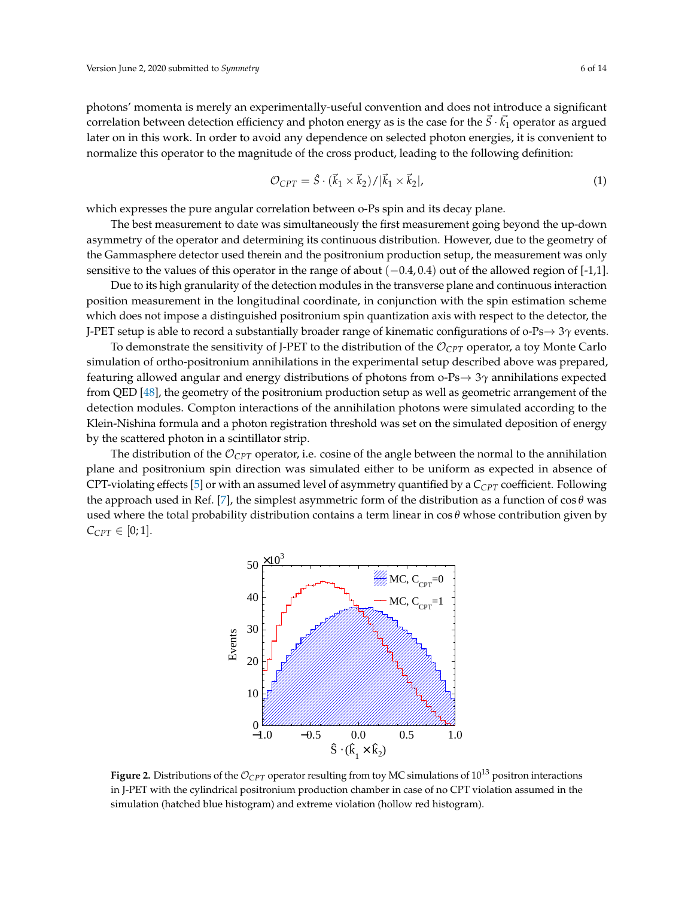photons' momenta is merely an experimentally-useful convention and does not introduce a significant correlation between detection efficiency and photon energy as is the case for the $\vec{S} \cdot \vec{k_1}$ operator as argued later on in this work. In order to avoid any dependence on selected photon energies, it is convenient to normalize this operator to the magnitude of the cross product, leading to the following definition:

$$\mathcal{O}_{CPT} = \hat{S} \cdot (\vec{k}_1 \times \vec{k}_2)/|\vec{k}_1 \times \vec{k}_2|, \tag{1}$$

which expresses the pure angular correlation between o-Ps spin and its decay plane.

The best measurement to date was simultaneously the first measurement going beyond the up-down asymmetry of the operator and determining its continuous distribution. However, due to the geometry of the Gammasphere detector used therein and the positronium production setup, the measurement was only sensitive to the values of this operator in the range of about $(-0.4, 0.4)$ out of the allowed region of [-1,1].

Due to its high granularity of the detection modules in the transverse plane and continuous interaction position measurement in the longitudinal coordinate, in conjunction with the spin estimation scheme which does not impose a distinguished positronium spin quantization axis with respect to the detector, the J-PET setup is able to record a substantially broader range of kinematic configurations of o-Ps$\rightarrow 3\gamma$ events.

To demonstrate the sensitivity of J-PET to the distribution of the $\mathcal{O}_{CPT}$ operator, a toy Monte Carlo simulation of ortho-positronium annihilations in the experimental setup described above was prepared, featuring allowed angular and energy distributions of photons from o-Ps$\rightarrow 3\gamma$ annihilations expected from QED [48], the geometry of the positronium production setup as well as geometric arrangement of the detection modules. Compton interactions of the annihilation photons were simulated according to the Klein-Nishina formula and a photon registration threshold was set on the simulated deposition of energy by the scattered photon in a scintillator strip.

The distribution of the $\mathcal{O}_{CPT}$ operator, i.e. cosine of the angle between the normal to the annihilation plane and positronium spin direction was simulated either to be uniform as expected in absence of CPT-violating effects [5] or with an assumed level of asymmetry quantified by a $C_{CPT}$ coefficient. Following the approach used in Ref. [7], the simplest asymmetric form of the distribution as a function of $\cos\theta$ was used where the total probability distribution contains a term linear in $\cos\theta$ whose contribution given by $C_{CPT} \in [0;1]$.

**Figure 2.** Distributions of the $\mathcal{O}_{CPT}$ operator resulting from toy MC simulations of $10^{13}$ positron interactions in J-PET with the cylindrical positronium production chamber in case of no CPT violation assumed in the simulation (hatched blue histogram) and extreme violation (hollow red histogram).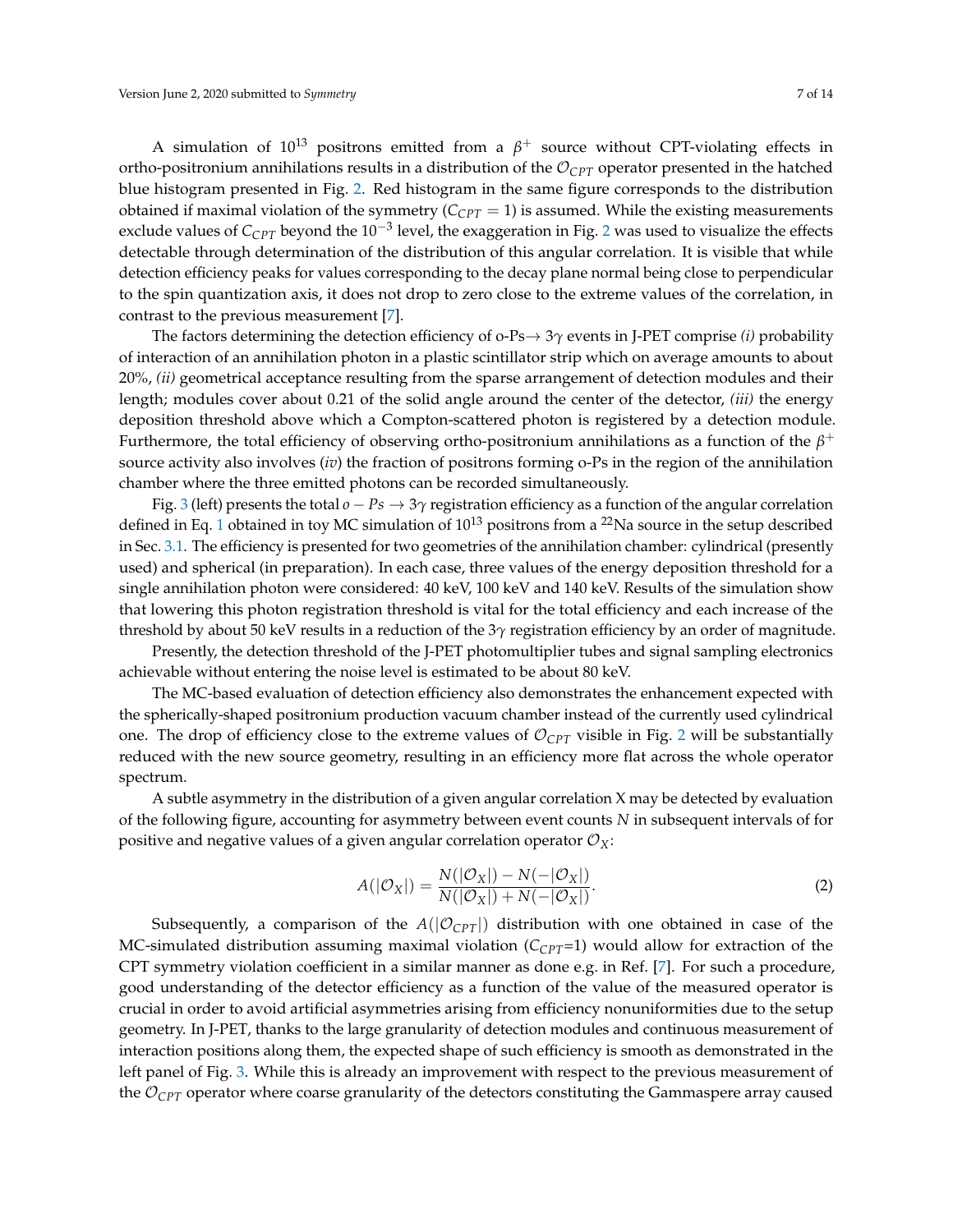A simulation of $10^{13}$ positrons emitted from a $\beta^+$ source without CPT-violating effects in ortho-positronium annihilations results in a distribution of the $\mathcal{O}_{CPT}$ operator presented in the hatched blue histogram presented in Fig. 2. Red histogram in the same figure corresponds to the distribution obtained if maximal violation of the symmetry ($C_{CPT} = 1$) is assumed. While the existing measurements exclude values of $C_{CPT}$ beyond the $10^{-3}$ level, the exaggeration in Fig. 2 was used to visualize the effects detectable through determination of the distribution of this angular correlation. It is visible that while detection efficiency peaks for values corresponding to the decay plane normal being close to perpendicular to the spin quantization axis, it does not drop to zero close to the extreme values of the correlation, in contrast to the previous measurement [7].

The factors determining the detection efficiency of o-Ps$\rightarrow 3\gamma$ events in J-PET comprise *(i)* probability of interaction of an annihilation photon in a plastic scintillator strip which on average amounts to about 20%, *(ii)* geometrical acceptance resulting from the sparse arrangement of detection modules and their length; modules cover about 0.21 of the solid angle around the center of the detector, *(iii)* the energy deposition threshold above which a Compton-scattered photon is registered by a detection module. Furthermore, the total efficiency of observing ortho-positronium annihilations as a function of the $\beta^+$ source activity also involves (*iv*) the fraction of positrons forming o-Ps in the region of the annihilation chamber where the three emitted photons can be recorded simultaneously.

Fig. 3 (left) presents the total $o-Ps \rightarrow 3\gamma$ registration efficiency as a function of the angular correlation defined in Eq. 1 obtained in toy MC simulation of $10^{13}$ positrons from a $^{22}$Na source in the setup described in Sec. 3.1. The efficiency is presented for two geometries of the annihilation chamber: cylindrical (presently used) and spherical (in preparation). In each case, three values of the energy deposition threshold for a single annihilation photon were considered: 40 keV, 100 keV and 140 keV. Results of the simulation show that lowering this photon registration threshold is vital for the total efficiency and each increase of the threshold by about 50 keV results in a reduction of the $3\gamma$ registration efficiency by an order of magnitude.

Presently, the detection threshold of the J-PET photomultiplier tubes and signal sampling electronics achievable without entering the noise level is estimated to be about 80 keV.

The MC-based evaluation of detection efficiency also demonstrates the enhancement expected with the spherically-shaped positronium production vacuum chamber instead of the currently used cylindrical one. The drop of efficiency close to the extreme values of $\mathcal{O}_{CPT}$ visible in Fig. 2 will be substantially reduced with the new source geometry, resulting in an efficiency more flat across the whole operator spectrum.

A subtle asymmetry in the distribution of a given angular correlation X may be detected by evaluation of the following figure, accounting for asymmetry between event counts $N$ in subsequent intervals of for positive and negative values of a given angular correlation operator $\mathcal{O}_X$:

$$A(|\mathcal{O}_X|) = \frac{N(|\mathcal{O}_X|) - N(-|\mathcal{O}_X|)}{N(|\mathcal{O}_X|) + N(-|\mathcal{O}_X|)}. \tag{2}$$

Subsequently, a comparison of the $A(|\mathcal{O}_{CPT}|)$ distribution with one obtained in case of the MC-simulated distribution assuming maximal violation ($C_{CPT}$=1) would allow for extraction of the CPT symmetry violation coefficient in a similar manner as done e.g. in Ref. [7]. For such a procedure, good understanding of the detector efficiency as a function of the value of the measured operator is crucial in order to avoid artificial asymmetries arising from efficiency nonuniformities due to the setup geometry. In J-PET, thanks to the large granularity of detection modules and continuous measurement of interaction positions along them, the expected shape of such efficiency is smooth as demonstrated in the left panel of Fig. 3. While this is already an improvement with respect to the previous measurement of the $\mathcal{O}_{CPT}$ operator where coarse granularity of the detectors constituting the Gammaspere array caused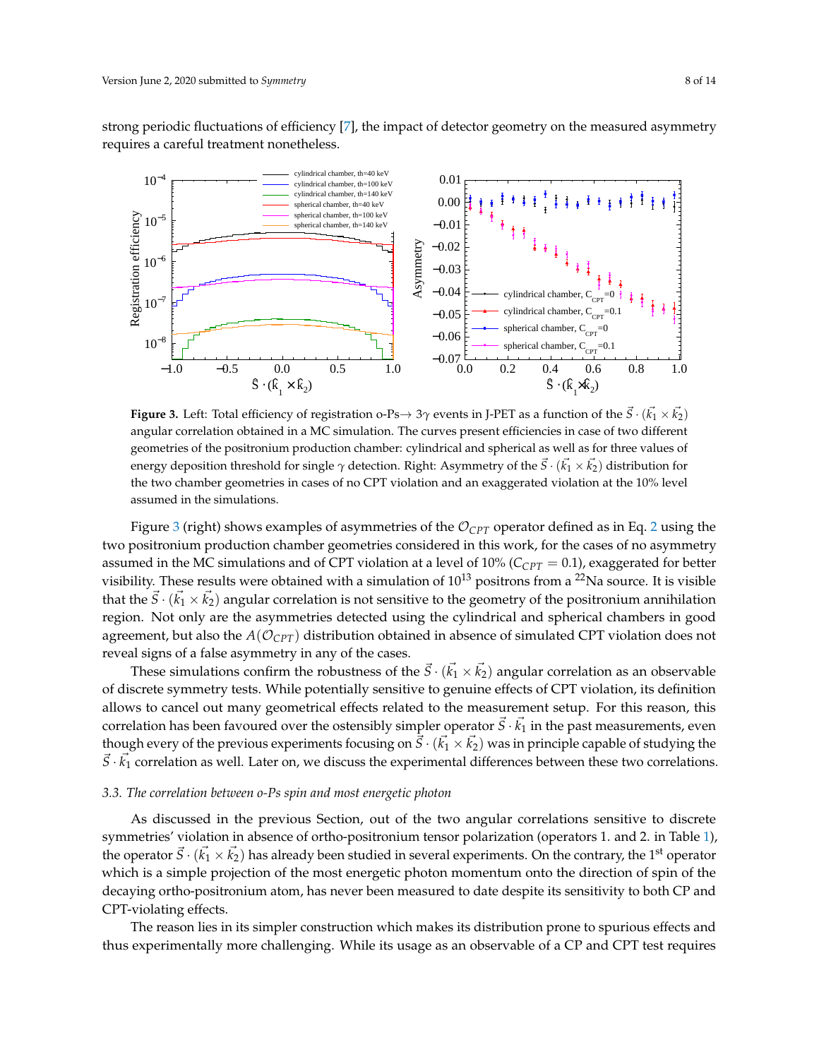strong periodic fluctuations of efficiency [7], the impact of detector geometry on the measured asymmetry requires a careful treatment nonetheless.

**Figure 3.** Left: Total efficiency of registration o-Ps$\rightarrow 3\gamma$ events in J-PET as a function of the $\vec{S}\cdot(\vec{k_1}\times\vec{k_2})$ angular correlation obtained in a MC simulation. The curves present efficiencies in case of two different geometries of the positronium production chamber: cylindrical and spherical as well as for three values of energy deposition threshold for single $\gamma$ detection. Right: Asymmetry of the $\vec{S}\cdot(\vec{k_1}\times\vec{k_2})$ distribution for the two chamber geometries in cases of no CPT violation and an exaggerated violation at the 10% level assumed in the simulations.

Figure 3 (right) shows examples of asymmetries of the $\mathcal{O}_{CPT}$ operator defined as in Eq. 2 using the two positronium production chamber geometries considered in this work, for the cases of no asymmetry assumed in the MC simulations and of CPT violation at a level of 10% ($C_{CPT} = 0.1$), exaggerated for better visibility. These results were obtained with a simulation of $10^{13}$ positrons from a $^{22}$Na source. It is visible that the $\vec{S}\cdot(\vec{k_1}\times\vec{k_2})$ angular correlation is not sensitive to the geometry of the positronium annihilation region. Not only are the asymmetries detected using the cylindrical and spherical chambers in good agreement, but also the $A(\mathcal{O}_{CPT})$ distribution obtained in absence of simulated CPT violation does not reveal signs of a false asymmetry in any of the cases.

These simulations confirm the robustness of the $\vec{S}\cdot(\vec{k_1}\times\vec{k_2})$ angular correlation as an observable of discrete symmetry tests. While potentially sensitive to genuine effects of CPT violation, its definition allows to cancel out many geometrical effects related to the measurement setup. For this reason, this correlation has been favoured over the ostensibly simpler operator $\vec{S}\cdot\vec{k_1}$ in the past measurements, even though every of the previous experiments focusing on $\vec{S}\cdot(\vec{k_1}\times\vec{k_2})$ was in principle capable of studying the $\vec{S}\cdot\vec{k_1}$ correlation as well. Later on, we discuss the experimental differences between these two correlations.

### *3.3. The correlation between o-Ps spin and most energetic photon*

As discussed in the previous Section, out of the two angular correlations sensitive to discrete symmetries' violation in absence of ortho-positronium tensor polarization (operators 1. and 2. in Table 1), the operator $\vec{S}\cdot(\vec{k_1}\times\vec{k_2})$ has already been studied in several experiments. On the contrary, the 1st operator which is a simple projection of the most energetic photon momentum onto the direction of spin of the decaying ortho-positronium atom, has never been measured to date despite its sensitivity to both CP and CPT-violating effects.

The reason lies in its simpler construction which makes its distribution prone to spurious effects and thus experimentally more challenging. While its usage as an observable of a CP and CPT test requires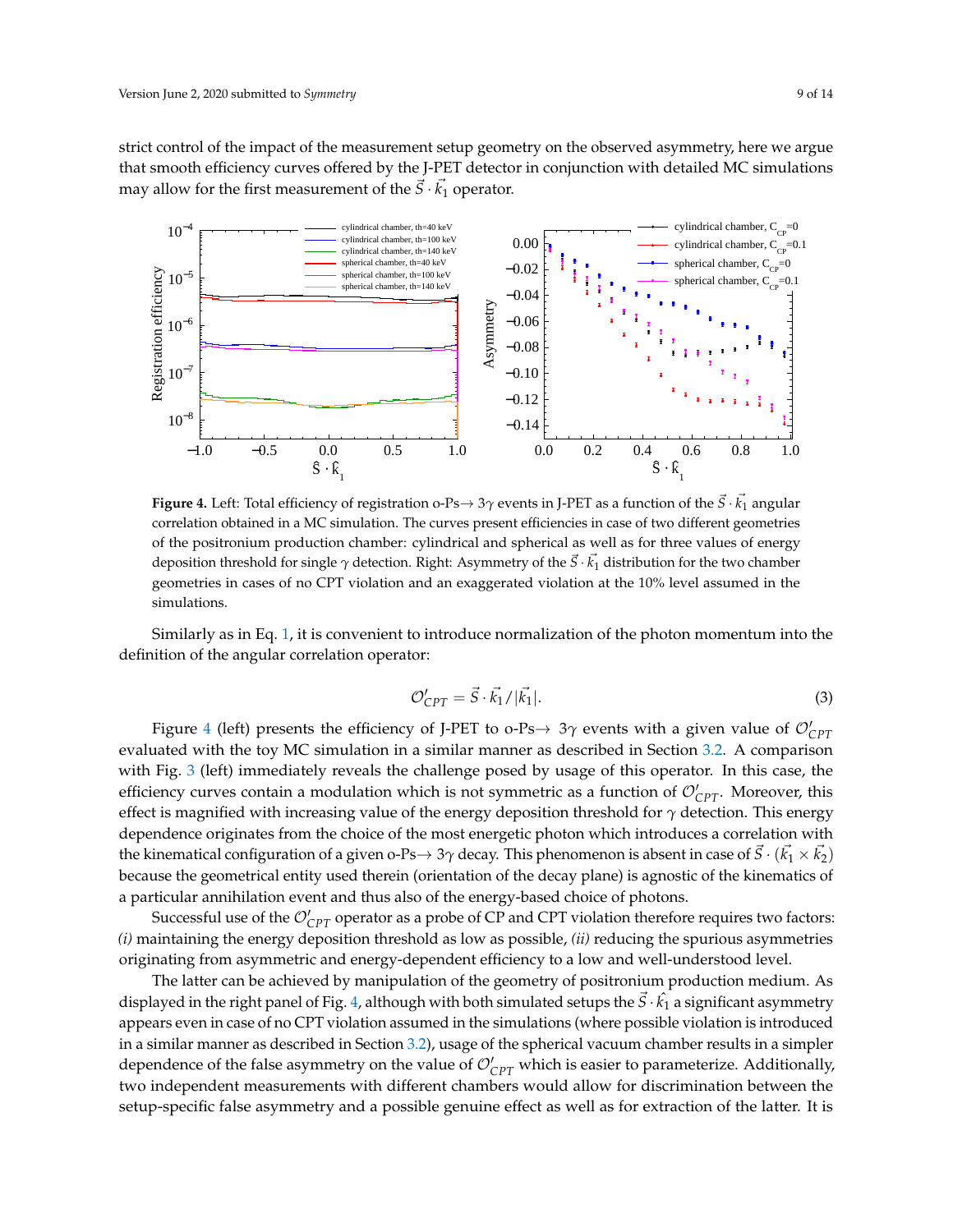strict control of the impact of the measurement setup geometry on the observed asymmetry, here we argue that smooth efficiency curves offered by the J-PET detector in conjunction with detailed MC simulations may allow for the first measurement of the $\vec{S} \cdot \vec{k_1}$ operator.

**Figure 4.** Left: Total efficiency of registration o-Ps$\rightarrow 3\gamma$ events in J-PET as a function of the $\vec{S} \cdot \vec{k_1}$ angular correlation obtained in a MC simulation. The curves present efficiencies in case of two different geometries of the positronium production chamber: cylindrical and spherical as well as for three values of energy deposition threshold for single $\gamma$ detection. Right: Asymmetry of the $\vec{S} \cdot \vec{k_1}$ distribution for the two chamber geometries in cases of no CPT violation and an exaggerated violation at the 10% level assumed in the simulations.

Similarly as in Eq. 1, it is convenient to introduce normalization of the photon momentum into the definition of the angular correlation operator:

$$\mathcal{O}'_{CPT} = \vec{S} \cdot \vec{k_1} / |\vec{k_1}|. \tag{3}$$

Figure 4 (left) presents the efficiency of J-PET to o-Ps$\rightarrow 3\gamma$ events with a given value of $\mathcal{O}'_{CPT}$ evaluated with the toy MC simulation in a similar manner as described in Section 3.2. A comparison with Fig. 3 (left) immediately reveals the challenge posed by usage of this operator. In this case, the efficiency curves contain a modulation which is not symmetric as a function of $\mathcal{O}'_{CPT}$. Moreover, this effect is magnified with increasing value of the energy deposition threshold for $\gamma$ detection. This energy dependence originates from the choice of the most energetic photon which introduces a correlation with the kinematical configuration of a given o-Ps$\rightarrow 3\gamma$ decay. This phenomenon is absent in case of $\vec{S} \cdot (\vec{k_1} \times \vec{k_2})$ because the geometrical entity used therein (orientation of the decay plane) is agnostic of the kinematics of a particular annihilation event and thus also of the energy-based choice of photons.

Successful use of the $\mathcal{O}'_{CPT}$ operator as a probe of CP and CPT violation therefore requires two factors: *(i)* maintaining the energy deposition threshold as low as possible, *(ii)* reducing the spurious asymmetries originating from asymmetric and energy-dependent efficiency to a low and well-understood level.

The latter can be achieved by manipulation of the geometry of positronium production medium. As displayed in the right panel of Fig. 4, although with both simulated setups the $\vec{S} \cdot \hat{k}_1$ a significant asymmetry appears even in case of no CPT violation assumed in the simulations (where possible violation is introduced in a similar manner as described in Section 3.2), usage of the spherical vacuum chamber results in a simpler dependence of the false asymmetry on the value of $\mathcal{O}'_{CPT}$ which is easier to parameterize. Additionally, two independent measurements with different chambers would allow for discrimination between the setup-specific false asymmetry and a possible genuine effect as well as for extraction of the latter. It is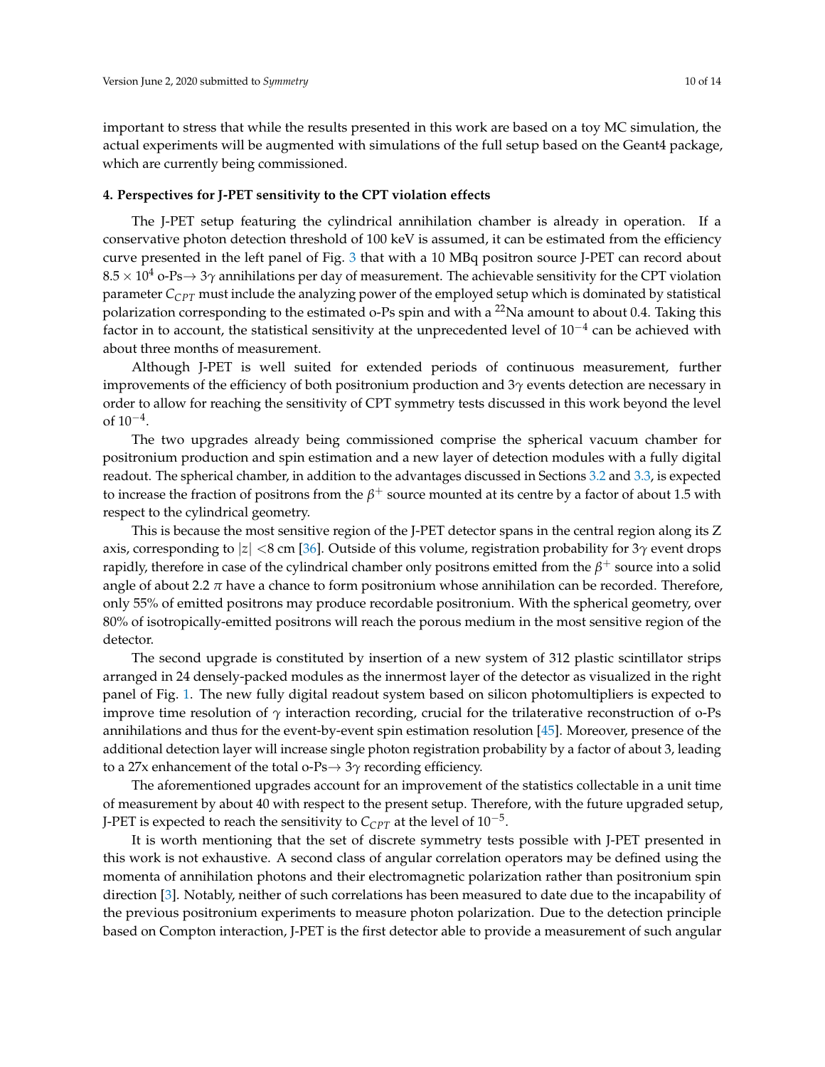important to stress that while the results presented in this work are based on a toy MC simulation, the actual experiments will be augmented with simulations of the full setup based on the Geant4 package, which are currently being commissioned.

## 4. Perspectives for J-PET sensitivity to the CPT violation effects

The J-PET setup featuring the cylindrical annihilation chamber is already in operation. If a conservative photon detection threshold of 100 keV is assumed, it can be estimated from the efficiency curve presented in the left panel of Fig. 3 that with a 10 MBq positron source J-PET can record about $8.5 \times 10^4$ o-Ps$\rightarrow 3\gamma$ annihilations per day of measurement. The achievable sensitivity for the CPT violation parameter $C_{CPT}$ must include the analyzing power of the employed setup which is dominated by statistical polarization corresponding to the estimated o-Ps spin and with a $^{22}$Na amount to about 0.4. Taking this factor in to account, the statistical sensitivity at the unprecedented level of $10^{-4}$ can be achieved with about three months of measurement.

Although J-PET is well suited for extended periods of continuous measurement, further improvements of the efficiency of both positronium production and $3\gamma$ events detection are necessary in order to allow for reaching the sensitivity of CPT symmetry tests discussed in this work beyond the level of $10^{-4}$.

The two upgrades already being commissioned comprise the spherical vacuum chamber for positronium production and spin estimation and a new layer of detection modules with a fully digital readout. The spherical chamber, in addition to the advantages discussed in Sections 3.2 and 3.3, is expected to increase the fraction of positrons from the $\beta^+$ source mounted at its centre by a factor of about 1.5 with respect to the cylindrical geometry.

This is because the most sensitive region of the J-PET detector spans in the central region along its Z axis, corresponding to $|z| <8$ cm [36]. Outside of this volume, registration probability for $3\gamma$ event drops rapidly, therefore in case of the cylindrical chamber only positrons emitted from the $\beta^+$ source into a solid angle of about 2.2 $\pi$ have a chance to form positronium whose annihilation can be recorded. Therefore, only 55% of emitted positrons may produce recordable positronium. With the spherical geometry, over 80% of isotropically-emitted positrons will reach the porous medium in the most sensitive region of the detector.

The second upgrade is constituted by insertion of a new system of 312 plastic scintillator strips arranged in 24 densely-packed modules as the innermost layer of the detector as visualized in the right panel of Fig. 1. The new fully digital readout system based on silicon photomultipliers is expected to improve time resolution of $\gamma$ interaction recording, crucial for the trilaterative reconstruction of o-Ps annihilations and thus for the event-by-event spin estimation resolution [45]. Moreover, presence of the additional detection layer will increase single photon registration probability by a factor of about 3, leading to a 27x enhancement of the total o-Ps$\rightarrow 3\gamma$ recording efficiency.

The aforementioned upgrades account for an improvement of the statistics collectable in a unit time of measurement by about 40 with respect to the present setup. Therefore, with the future upgraded setup, J-PET is expected to reach the sensitivity to $C_{CPT}$ at the level of $10^{-5}$.

It is worth mentioning that the set of discrete symmetry tests possible with J-PET presented in this work is not exhaustive. A second class of angular correlation operators may be defined using the momenta of annihilation photons and their electromagnetic polarization rather than positronium spin direction [3]. Notably, neither of such correlations has been measured to date due to the incapability of the previous positronium experiments to measure photon polarization. Due to the detection principle based on Compton interaction, J-PET is the first detector able to provide a measurement of such angular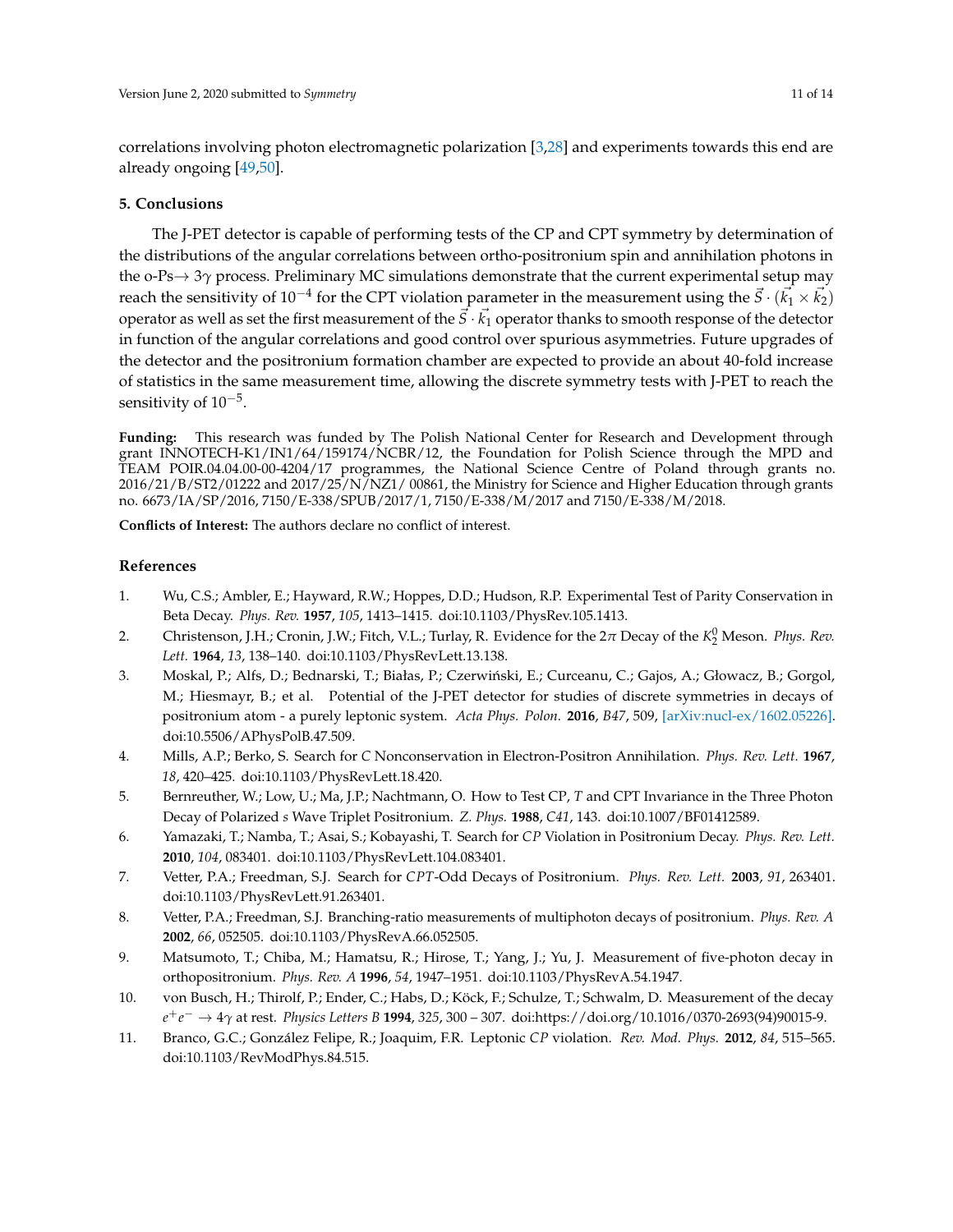correlations involving photon electromagnetic polarization [3,28] and experiments towards this end are already ongoing [49,50].

## 5. Conclusions

The J-PET detector is capable of performing tests of the CP and CPT symmetry by determination of the distributions of the angular correlations between ortho-positronium spin and annihilation photons in the o-Ps$\rightarrow 3\gamma$ process. Preliminary MC simulations demonstrate that the current experimental setup may reach the sensitivity of $10^{-4}$ for the CPT violation parameter in the measurement using the $\vec{S} \cdot (\vec{k_1} \times \vec{k_2})$ operator as well as set the first measurement of the $\vec{S} \cdot \vec{k_1}$ operator thanks to smooth response of the detector in function of the angular correlations and good control over spurious asymmetries. Future upgrades of the detector and the positronium formation chamber are expected to provide an about 40-fold increase of statistics in the same measurement time, allowing the discrete symmetry tests with J-PET to reach the sensitivity of $10^{-5}$.

**Funding:** This research was funded by The Polish National Center for Research and Development through grant INNOTECH-K1/IN1/64/159174/NCBR/12, the Foundation for Polish Science through the MPD and TEAM POIR.04.04.00-00-4204/17 programmes, the National Science Centre of Poland through grants no. 2016/21/B/ST2/01222 and 2017/25/N/NZ1/ 00861, the Ministry for Science and Higher Education through grants no. 6673/IA/SP/2016, 7150/E-338/SPUB/2017/1, 7150/E-338/M/2017 and 7150/E-338/M/2018.

**Conflicts of Interest:** The authors declare no conflict of interest.

## References

1. Wu, C.S.; Ambler, E.; Hayward, R.W.; Hoppes, D.D.; Hudson, R.P. Experimental Test of Parity Conservation in Beta Decay. *Phys. Rev.* **1957**, *105*, 1413–1415. doi:10.1103/PhysRev.105.1413.
2. Christenson, J.H.; Cronin, J.W.; Fitch, V.L.; Turlay, R. Evidence for the $2\pi$ Decay of the $K_2^0$ Meson. *Phys. Rev. Lett.* **1964**, *13*, 138–140. doi:10.1103/PhysRevLett.13.138.
3. Moskal, P.; Alfs, D.; Bednarski, T.; Białas, P.; Czerwiński, E.; Curceanu, C.; Gajos, A.; Głowacz, B.; Gorgol, M.; Hiesmayr, B.; et al. Potential of the J-PET detector for studies of discrete symmetries in decays of positronium atom - a purely leptonic system. *Acta Phys. Polon.* **2016**, *B47*, 509, [arXiv:nucl-ex/1602.05226]. doi:10.5506/APhysPolB.47.509.
4. Mills, A.P.; Berko, S. Search for *C* Nonconservation in Electron-Positron Annihilation. *Phys. Rev. Lett.* **1967**, *18*, 420–425. doi:10.1103/PhysRevLett.18.420.
5. Bernreuther, W.; Low, U.; Ma, J.P.; Nachtmann, O. How to Test CP, *T* and CPT Invariance in the Three Photon Decay of Polarized *s* Wave Triplet Positronium. *Z. Phys.* **1988**, *C41*, 143. doi:10.1007/BF01412589.
6. Yamazaki, T.; Namba, T.; Asai, S.; Kobayashi, T. Search for *CP* Violation in Positronium Decay. *Phys. Rev. Lett.* **2010**, *104*, 083401. doi:10.1103/PhysRevLett.104.083401.
7. Vetter, P.A.; Freedman, S.J. Search for *CPT*-Odd Decays of Positronium. *Phys. Rev. Lett.* **2003**, *91*, 263401. doi:10.1103/PhysRevLett.91.263401.
8. Vetter, P.A.; Freedman, S.J. Branching-ratio measurements of multiphoton decays of positronium. *Phys. Rev. A* **2002**, *66*, 052505. doi:10.1103/PhysRevA.66.052505.
9. Matsumoto, T.; Chiba, M.; Hamatsu, R.; Hirose, T.; Yang, J.; Yu, J. Measurement of five-photon decay in orthopositronium. *Phys. Rev. A* **1996**, *54*, 1947–1951. doi:10.1103/PhysRevA.54.1947.
10. von Busch, H.; Thirolf, P.; Ender, C.; Habs, D.; Köck, F.; Schulze, T.; Schwalm, D. Measurement of the decay $e^+e^- \rightarrow 4\gamma$ at rest. *Physics Letters B* **1994**, *325*, 300 – 307. doi:https://doi.org/10.1016/0370-2693(94)90015-9.
11. Branco, G.C.; González Felipe, R.; Joaquim, F.R. Leptonic *CP* violation. *Rev. Mod. Phys.* **2012**, *84*, 515–565. doi:10.1103/RevModPhys.84.515.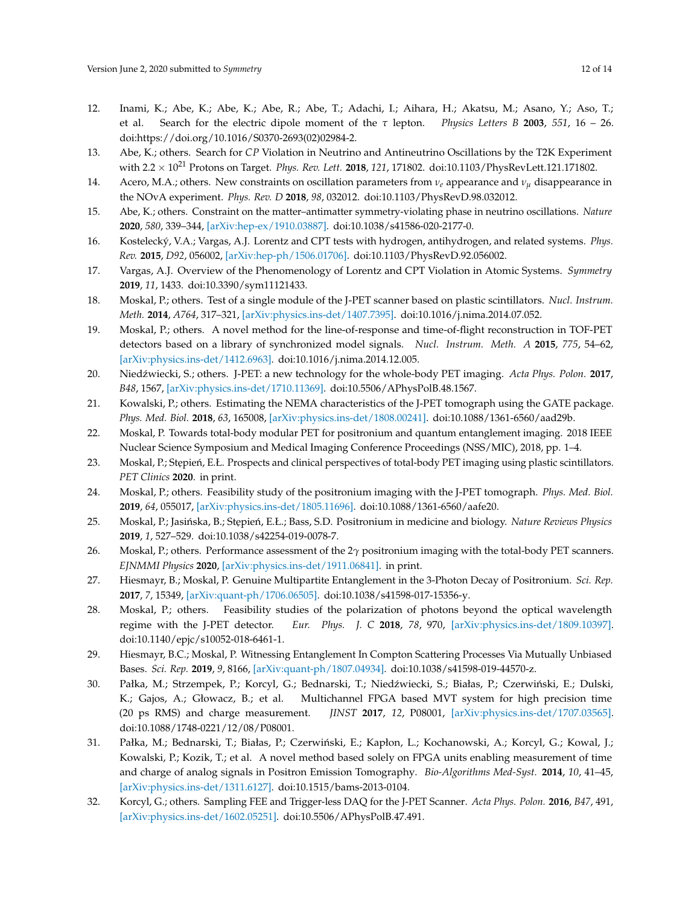12. Inami, K.; Abe, K.; Abe, K.; Abe, R.; Abe, T.; Adachi, I.; Aihara, H.; Akatsu, M.; Asano, Y.; Aso, T.; et al. Search for the electric dipole moment of the $\tau$ lepton. *Physics Letters B* **2003**, *551*, 16 – 26. doi:https://doi.org/10.1016/S0370-2693(02)02984-2.
13. Abe, K.; others. Search for *CP* Violation in Neutrino and Antineutrino Oscillations by the T2K Experiment with $2.2 \times 10^{21}$ Protons on Target. *Phys. Rev. Lett.* **2018**, *121*, 171802. doi:10.1103/PhysRevLett.121.171802.
14. Acero, M.A.; others. New constraints on oscillation parameters from $\nu_e$ appearance and $\nu_\mu$ disappearance in the NOvA experiment. *Phys. Rev. D* **2018**, *98*, 032012. doi:10.1103/PhysRevD.98.032012.
15. Abe, K.; others. Constraint on the matter–antimatter symmetry-violating phase in neutrino oscillations. *Nature* **2020**, *580*, 339–344, [arXiv:hep-ex/1910.03887]. doi:10.1038/s41586-020-2177-0.
16. Kostelecký, V.A.; Vargas, A.J. Lorentz and CPT tests with hydrogen, antihydrogen, and related systems. *Phys. Rev.* **2015**, *D92*, 056002, [arXiv:hep-ph/1506.01706]. doi:10.1103/PhysRevD.92.056002.
17. Vargas, A.J. Overview of the Phenomenology of Lorentz and CPT Violation in Atomic Systems. *Symmetry* **2019**, *11*, 1433. doi:10.3390/sym11121433.
18. Moskal, P.; others. Test of a single module of the J-PET scanner based on plastic scintillators. *Nucl. Instrum. Meth.* **2014**, *A764*, 317–321, [arXiv:physics.ins-det/1407.7395]. doi:10.1016/j.nima.2014.07.052.
19. Moskal, P.; others. A novel method for the line-of-response and time-of-flight reconstruction in TOF-PET detectors based on a library of synchronized model signals. *Nucl. Instrum. Meth. A* **2015**, *775*, 54–62, [arXiv:physics.ins-det/1412.6963]. doi:10.1016/j.nima.2014.12.005.
20. Niedźwiecki, S.; others. J-PET: a new technology for the whole-body PET imaging. *Acta Phys. Polon.* **2017**, *B48*, 1567, [arXiv:physics.ins-det/1710.11369]. doi:10.5506/APhysPolB.48.1567.
21. Kowalski, P.; others. Estimating the NEMA characteristics of the J-PET tomograph using the GATE package. *Phys. Med. Biol.* **2018**, *63*, 165008, [arXiv:physics.ins-det/1808.00241]. doi:10.1088/1361-6560/aad29b.
22. Moskal, P. Towards total-body modular PET for positronium and quantum entanglement imaging. 2018 IEEE Nuclear Science Symposium and Medical Imaging Conference Proceedings (NSS/MIC), 2018, pp. 1–4.
23. Moskal, P.; Stępień, E.Ł. Prospects and clinical perspectives of total-body PET imaging using plastic scintillators. *PET Clinics* **2020**. in print.
24. Moskal, P.; others. Feasibility study of the positronium imaging with the J-PET tomograph. *Phys. Med. Biol.* **2019**, *64*, 055017, [arXiv:physics.ins-det/1805.11696]. doi:10.1088/1361-6560/aafe20.
25. Moskal, P.; Jasińska, B.; Stępień, E.Ł.; Bass, S.D. Positronium in medicine and biology. *Nature Reviews Physics* **2019**, *1*, 527–529. doi:10.1038/s42254-019-0078-7.
26. Moskal, P.; others. Performance assessment of the $2\gamma$ positronium imaging with the total-body PET scanners. *EJNMMI Physics* **2020**, [arXiv:physics.ins-det/1911.06841]. in print.
27. Hiesmayr, B.; Moskal, P. Genuine Multipartite Entanglement in the 3-Photon Decay of Positronium. *Sci. Rep.* **2017**, *7*, 15349, [arXiv:quant-ph/1706.06505]. doi:10.1038/s41598-017-15356-y.
28. Moskal, P.; others. Feasibility studies of the polarization of photons beyond the optical wavelength regime with the J-PET detector. *Eur. Phys. J. C* **2018**, *78*, 970, [arXiv:physics.ins-det/1809.10397]. doi:10.1140/epjc/s10052-018-6461-1.
29. Hiesmayr, B.C.; Moskal, P. Witnessing Entanglement In Compton Scattering Processes Via Mutually Unbiased Bases. *Sci. Rep.* **2019**, *9*, 8166, [arXiv:quant-ph/1807.04934]. doi:10.1038/s41598-019-44570-z.
30. Pałka, M.; Strzempek, P.; Korcyl, G.; Bednarski, T.; Niedźwiecki, S.; Białas, P.; Czerwiński, E.; Dulski, K.; Gajos, A.; Głowacz, B.; et al. Multichannel FPGA based MVT system for high precision time (20 ps RMS) and charge measurement. *JINST* **2017**, *12*, P08001, [arXiv:physics.ins-det/1707.03565]. doi:10.1088/1748-0221/12/08/P08001.
31. Pałka, M.; Bednarski, T.; Białas, P.; Czerwiński, E.; Kapłon, L.; Kochanowski, A.; Korcyl, G.; Kowal, J.; Kowalski, P.; Kozik, T.; et al. A novel method based solely on FPGA units enabling measurement of time and charge of analog signals in Positron Emission Tomography. *Bio-Algorithms Med-Syst.* **2014**, *10*, 41–45, [arXiv:physics.ins-det/1311.6127]. doi:10.1515/bams-2013-0104.
32. Korcyl, G.; others. Sampling FEE and Trigger-less DAQ for the J-PET Scanner. *Acta Phys. Polon.* **2016**, *B47*, 491, [arXiv:physics.ins-det/1602.05251]. doi:10.5506/APhysPolB.47.491.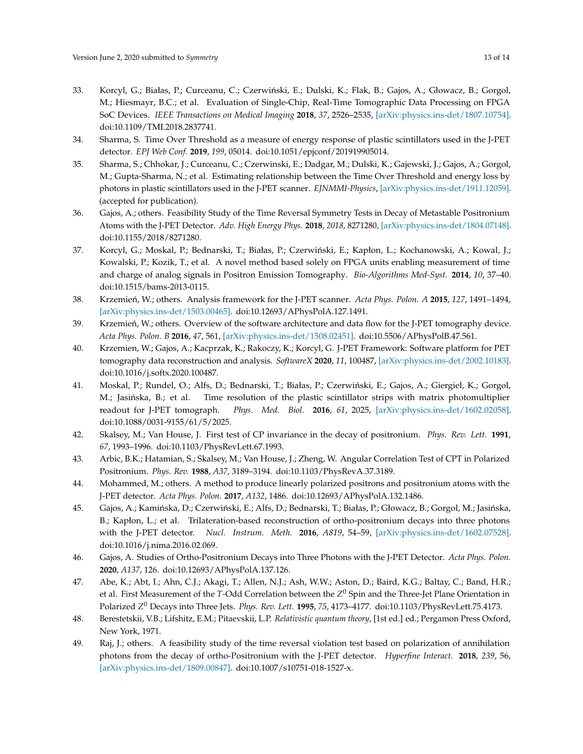33. Korcyl, G.; Białas, P.; Curceanu, C.; Czerwiński, E.; Dulski, K.; Flak, B.; Gajos, A.; Głowacz, B.; Gorgol, M.; Hiesmayr, B.C.; et al. Evaluation of Single-Chip, Real-Time Tomographic Data Processing on FPGA SoC Devices. *IEEE Transactions on Medical Imaging* **2018**, *37*, 2526–2535, [arXiv:physics.ins-det/1807.10754]. doi:10.1109/TMI.2018.2837741.
34. Sharma, S. Time Over Threshold as a measure of energy response of plastic scintillators used in the J-PET detector. *EPJ Web Conf.* **2019**, *199*, 05014. doi:10.1051/epjconf/201919905014.
35. Sharma, S.; Chhokar, J.; Curceanu, C.; Czerwinski, E.; Dadgar, M.; Dulski, K.; Gajewski, J.; Gajos, A.; Gorgol, M.; Gupta-Sharma, N.; et al. Estimating relationship between the Time Over Threshold and energy loss by photons in plastic scintillators used in the J-PET scanner. *EJNMMI-Physics*, [arXiv:physics.ins-det/1911.12059]. (accepted for publication).
36. Gajos, A.; others. Feasibility Study of the Time Reversal Symmetry Tests in Decay of Metastable Positronium Atoms with the J-PET Detector. *Adv. High Energy Phys.* **2018**, *2018*, 8271280, [arXiv:physics.ins-det/1804.07148]. doi:10.1155/2018/8271280.
37. Korcyl, G.; Moskal, P.; Bednarski, T.; Białas, P.; Czerwiński, E.; Kapłon, L.; Kochanowski, A.; Kowal, J.; Kowalski, P.; Kozik, T.; et al. A novel method based solely on FPGA units enabling measurement of time and charge of analog signals in Positron Emission Tomography. *Bio-Algorithms Med-Syst.* **2014**, *10*, 37–40. doi:10.1515/bams-2013-0115.
38. Krzemień, W.; others. Analysis framework for the J-PET scanner. *Acta Phys. Polon. A* **2015**, *127*, 1491–1494, [arXiv:physics.ins-det/1503.00465]. doi:10.12693/APhysPolA.127.1491.
39. Krzemień, W.; others. Overview of the software architecture and data flow for the J-PET tomography device. *Acta Phys. Polon. B* **2016**, *47*, 561, [arXiv:physics.ins-det/1508.02451]. doi:10.5506/APhysPolB.47.561.
40. Krzemien, W.; Gajos, A.; Kacprzak, K.; Rakoczy, K.; Korcyl, G. J-PET Framework: Software platform for PET tomography data reconstruction and analysis. *SoftwareX* **2020**, *11*, 100487, [arXiv:physics.ins-det/2002.10183]. doi:10.1016/j.softx.2020.100487.
41. Moskal, P.; Rundel, O.; Alfs, D.; Bednarski, T.; Białas, P.; Czerwiński, E.; Gajos, A.; Giergiel, K.; Gorgol, M.; Jasińska, B.; et al. Time resolution of the plastic scintillator strips with matrix photomultiplier readout for J-PET tomograph. *Phys. Med. Biol.* **2016**, *61*, 2025, [arXiv:physics.ins-det/1602.02058]. doi:10.1088/0031-9155/61/5/2025.
42. Skalsey, M.; Van House, J. First test of CP invariance in the decay of positronium. *Phys. Rev. Lett.* **1991**, *67*, 1993–1996. doi:10.1103/PhysRevLett.67.1993.
43. Arbic, B.K.; Hatamian, S.; Skalsey, M.; Van House, J.; Zheng, W. Angular Correlation Test of CPT in Polarized Positronium. *Phys. Rev.* **1988**, *A37*, 3189–3194. doi:10.1103/PhysRevA.37.3189.
44. Mohammed, M.; others. A method to produce linearly polarized positrons and positronium atoms with the J-PET detector. *Acta Phys. Polon.* **2017**, *A132*, 1486. doi:10.12693/APhysPolA.132.1486.
45. Gajos, A.; Kamińska, D.; Czerwiński, E.; Alfs, D.; Bednarski, T.; Białas, P.; Głowacz, B.; Gorgol, M.; Jasińska, B.; Kapłon, L.; et al. Trilateration-based reconstruction of ortho-positronium decays into three photons with the J-PET detector. *Nucl. Instrum. Meth.* **2016**, *A819*, 54–59, [arXiv:physics.ins-det/1602.07528]. doi:10.1016/j.nima.2016.02.069.
46. Gajos, A. Studies of Ortho-Positronium Decays into Three Photons with the J-PET Detector. *Acta Phys. Polon.* **2020**, *A137*, 126. doi:10.12693/APhysPolA.137.126.
47. Abe, K.; Abt, I.; Ahn, C.J.; Akagi, T.; Allen, N.J.; Ash, W.W.; Aston, D.; Baird, K.G.; Baltay, C.; Band, H.R.; et al. First Measurement of the $T$-Odd Correlation between the $Z^0$ Spin and the Three-Jet Plane Orientation in Polarized $Z^0$ Decays into Three Jets. *Phys. Rev. Lett.* **1995**, *75*, 4173–4177. doi:10.1103/PhysRevLett.75.4173.
48. Berestetskii, V.B.; Lifshitz, E.M.; Pitaevskii, L.P. *Relativistic quantum theory*, [1st ed.] ed.; Pergamon Press Oxford, New York, 1971.
49. Raj, J.; others. A feasibility study of the time reversal violation test based on polarization of annihilation photons from the decay of ortho-Positronium with the J-PET detector. *Hyperfine Interact.* **2018**, *239*, 56, [arXiv:physics.ins-det/1809.00847]. doi:10.1007/s10751-018-1527-x.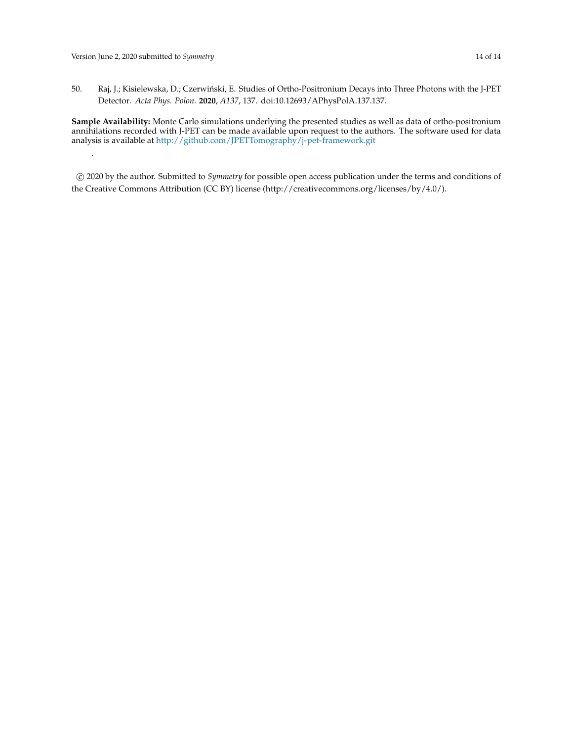50. Raj, J.; Kisielewska, D.; Czerwiński, E. Studies of Ortho-Positronium Decays into Three Photons with the J-PET Detector. *Acta Phys. Polon.* **2020**, *A137*, 137. doi:10.12693/APhysPolA.137.137.

**Sample Availability:** Monte Carlo simulations underlying the presented studies as well as data of ortho-positronium annihilations recorded with J-PET can be made available upon request to the authors. The software used for data analysis is available at http://github.com/JPETTomography/j-pet-framework.git

.

© 2020 by the author. Submitted to *Symmetry* for possible open access publication under the terms and conditions of the Creative Commons Attribution (CC BY) license (http://creativecommons.org/licenses/by/4.0/).